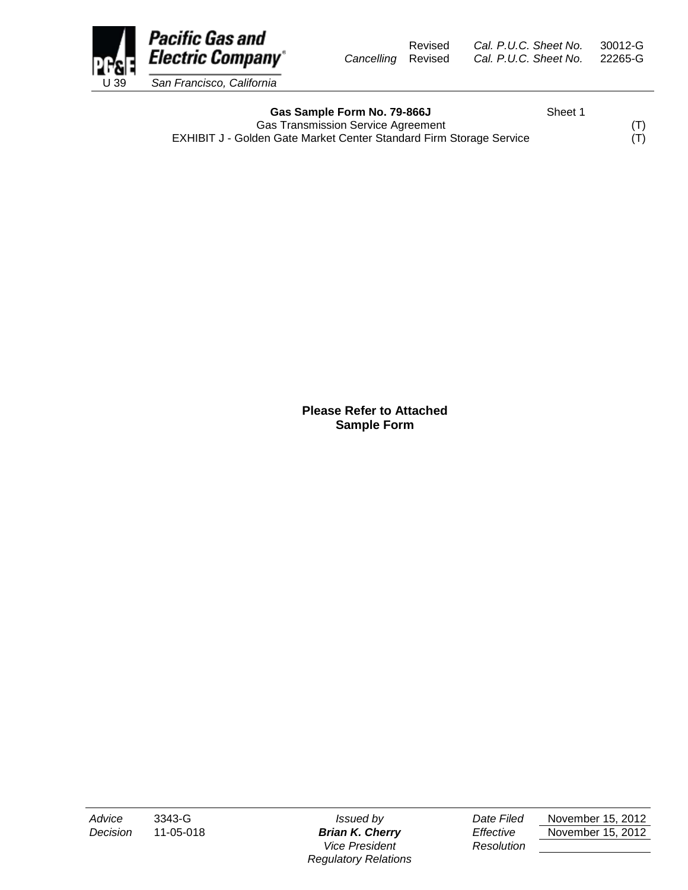Pacific Gas and Electric Company
U 39 San Francisco, California

Revised Cal. P.U.C. Sheet No. 30012-G
Cancelling Revised Cal. P.U.C. Sheet No. 22265-G

**Gas Sample Form No. 79-866J** Sheet 1

Gas Transmission Service Agreement (T)

EXHIBIT J - Golden Gate Market Center Standard Firm Storage Service (T)

**Please Refer to Attached Sample Form**

| *Advice* | 3343-G | *Issued by* | *Date Filed* | November 15, 2012 |
|---|---|---|---|---|
| *Decision* | 11-05-018 | ***Brian K. Cherry*** | *Effective* | November 15, 2012 |
| | | *Vice President* | *Resolution* | |
| | | *Regulatory Relations* | | |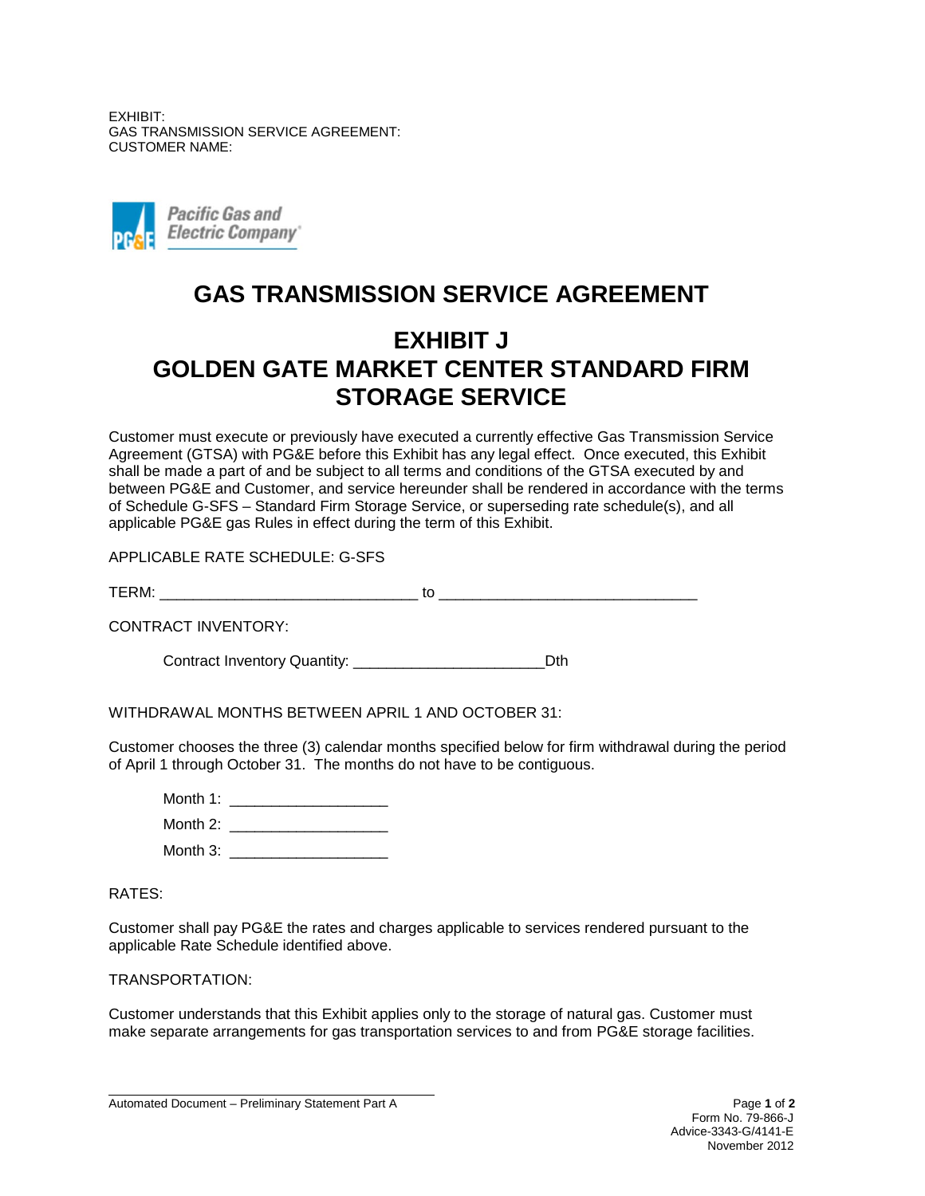EXHIBIT:
GAS TRANSMISSION SERVICE AGREEMENT:
CUSTOMER NAME:

Pacific Gas and Electric Company

# GAS TRANSMISSION SERVICE AGREEMENT

## EXHIBIT J
## GOLDEN GATE MARKET CENTER STANDARD FIRM STORAGE SERVICE

Customer must execute or previously have executed a currently effective Gas Transmission Service Agreement (GTSA) with PG&E before this Exhibit has any legal effect. Once executed, this Exhibit shall be made a part of and be subject to all terms and conditions of the GTSA executed by and between PG&E and Customer, and service hereunder shall be rendered in accordance with the terms of Schedule G-SFS – Standard Firm Storage Service, or superseding rate schedule(s), and all applicable PG&E gas Rules in effect during the term of this Exhibit.

APPLICABLE RATE SCHEDULE: G-SFS

TERM: ______________________________ to ______________________________

CONTRACT INVENTORY:

Contract Inventory Quantity: ______________________Dth

WITHDRAWAL MONTHS BETWEEN APRIL 1 AND OCTOBER 31:

Customer chooses the three (3) calendar months specified below for firm withdrawal during the period of April 1 through October 31. The months do not have to be contiguous.

Month 1: __________________

Month 2: __________________

Month 3: __________________

RATES:

Customer shall pay PG&E the rates and charges applicable to services rendered pursuant to the applicable Rate Schedule identified above.

TRANSPORTATION:

Customer understands that this Exhibit applies only to the storage of natural gas. Customer must make separate arrangements for gas transportation services to and from PG&E storage facilities.

Automated Document – Preliminary Statement Part A

Form No. 79-866-J
Advice-3343-G/4141-E
November 2012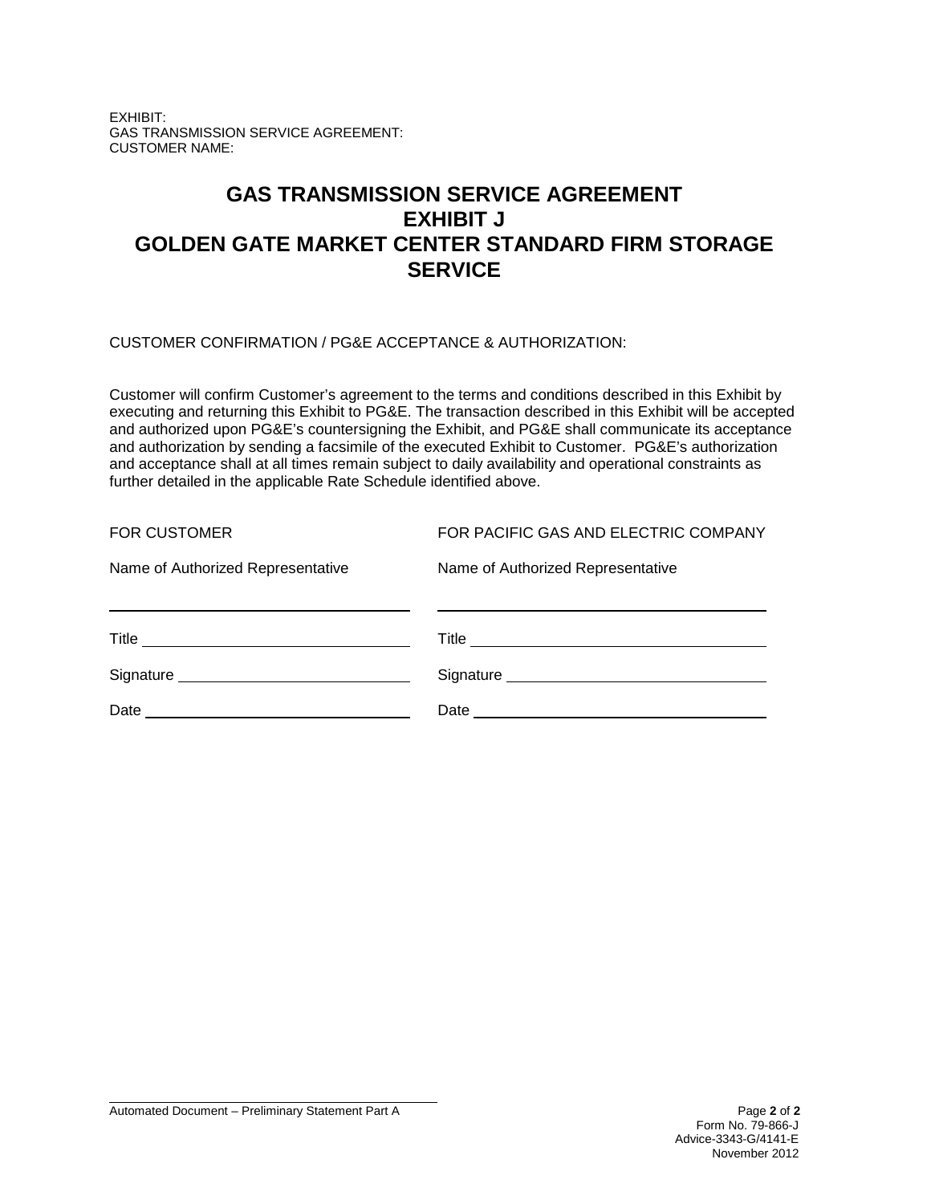EXHIBIT:
GAS TRANSMISSION SERVICE AGREEMENT:
CUSTOMER NAME:

# GAS TRANSMISSION SERVICE AGREEMENT
# EXHIBIT J
# GOLDEN GATE MARKET CENTER STANDARD FIRM STORAGE SERVICE

CUSTOMER CONFIRMATION / PG&E ACCEPTANCE & AUTHORIZATION:

Customer will confirm Customer's agreement to the terms and conditions described in this Exhibit by executing and returning this Exhibit to PG&E. The transaction described in this Exhibit will be accepted and authorized upon PG&E's countersigning the Exhibit, and PG&E shall communicate its acceptance and authorization by sending a facsimile of the executed Exhibit to Customer. PG&E's authorization and acceptance shall at all times remain subject to daily availability and operational constraints as further detailed in the applicable Rate Schedule identified above.

| FOR CUSTOMER | FOR PACIFIC GAS AND ELECTRIC COMPANY |
| --- | --- |
| Name of Authorized Representative | Name of Authorized Representative |
| ______________________________ | ______________________________ |
| Title ______________________________ | Title ______________________________ |
| Signature ______________________________ | Signature ______________________________ |
| Date ______________________________ | Date ______________________________ |

Automated Document – Preliminary Statement Part A

Form No. 79-866-J
Advice-3343-G/4141-E
November 2012